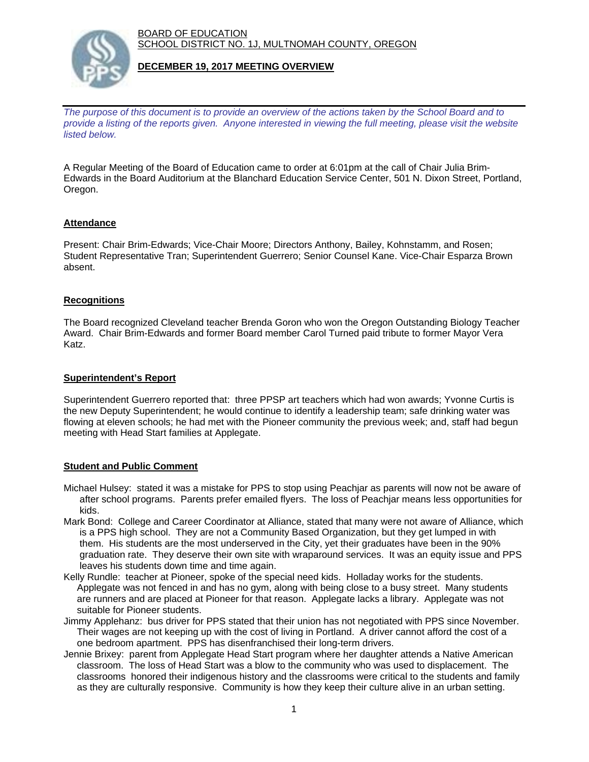BOARD OF EDUCATION
SCHOOL DISTRICT NO. 1J, MULTNOMAH COUNTY, OREGON

**DECEMBER 19, 2017 MEETING OVERVIEW**

*The purpose of this document is to provide an overview of the actions taken by the School Board and to provide a listing of the reports given. Anyone interested in viewing the full meeting, please visit the website listed below.*

A Regular Meeting of the Board of Education came to order at 6:01pm at the call of Chair Julia Brim-Edwards in the Board Auditorium at the Blanchard Education Service Center, 501 N. Dixon Street, Portland, Oregon.

## Attendance

Present: Chair Brim-Edwards; Vice-Chair Moore; Directors Anthony, Bailey, Kohnstamm, and Rosen; Student Representative Tran; Superintendent Guerrero; Senior Counsel Kane. Vice-Chair Esparza Brown absent.

## Recognitions

The Board recognized Cleveland teacher Brenda Goron who won the Oregon Outstanding Biology Teacher Award. Chair Brim-Edwards and former Board member Carol Turned paid tribute to former Mayor Vera Katz.

## Superintendent's Report

Superintendent Guerrero reported that: three PPSP art teachers which had won awards; Yvonne Curtis is the new Deputy Superintendent; he would continue to identify a leadership team; safe drinking water was flowing at eleven schools; he had met with the Pioneer community the previous week; and, staff had begun meeting with Head Start families at Applegate.

## Student and Public Comment

- Michael Hulsey: stated it was a mistake for PPS to stop using Peachjar as parents will now not be aware of after school programs. Parents prefer emailed flyers. The loss of Peachjar means less opportunities for kids.
- Mark Bond: College and Career Coordinator at Alliance, stated that many were not aware of Alliance, which is a PPS high school. They are not a Community Based Organization, but they get lumped in with them. His students are the most underserved in the City, yet their graduates have been in the 90% graduation rate. They deserve their own site with wraparound services. It was an equity issue and PPS leaves his students down time and time again.
- Kelly Rundle: teacher at Pioneer, spoke of the special need kids. Holladay works for the students. Applegate was not fenced in and has no gym, along with being close to a busy street. Many students are runners and are placed at Pioneer for that reason. Applegate lacks a library. Applegate was not suitable for Pioneer students.
- Jimmy Applehanz: bus driver for PPS stated that their union has not negotiated with PPS since November. Their wages are not keeping up with the cost of living in Portland. A driver cannot afford the cost of a one bedroom apartment. PPS has disenfranchised their long-term drivers.
- Jennie Brixey: parent from Applegate Head Start program where her daughter attends a Native American classroom. The loss of Head Start was a blow to the community who was used to displacement. The classrooms honored their indigenous history and the classrooms were critical to the students and family as they are culturally responsive. Community is how they keep their culture alive in an urban setting.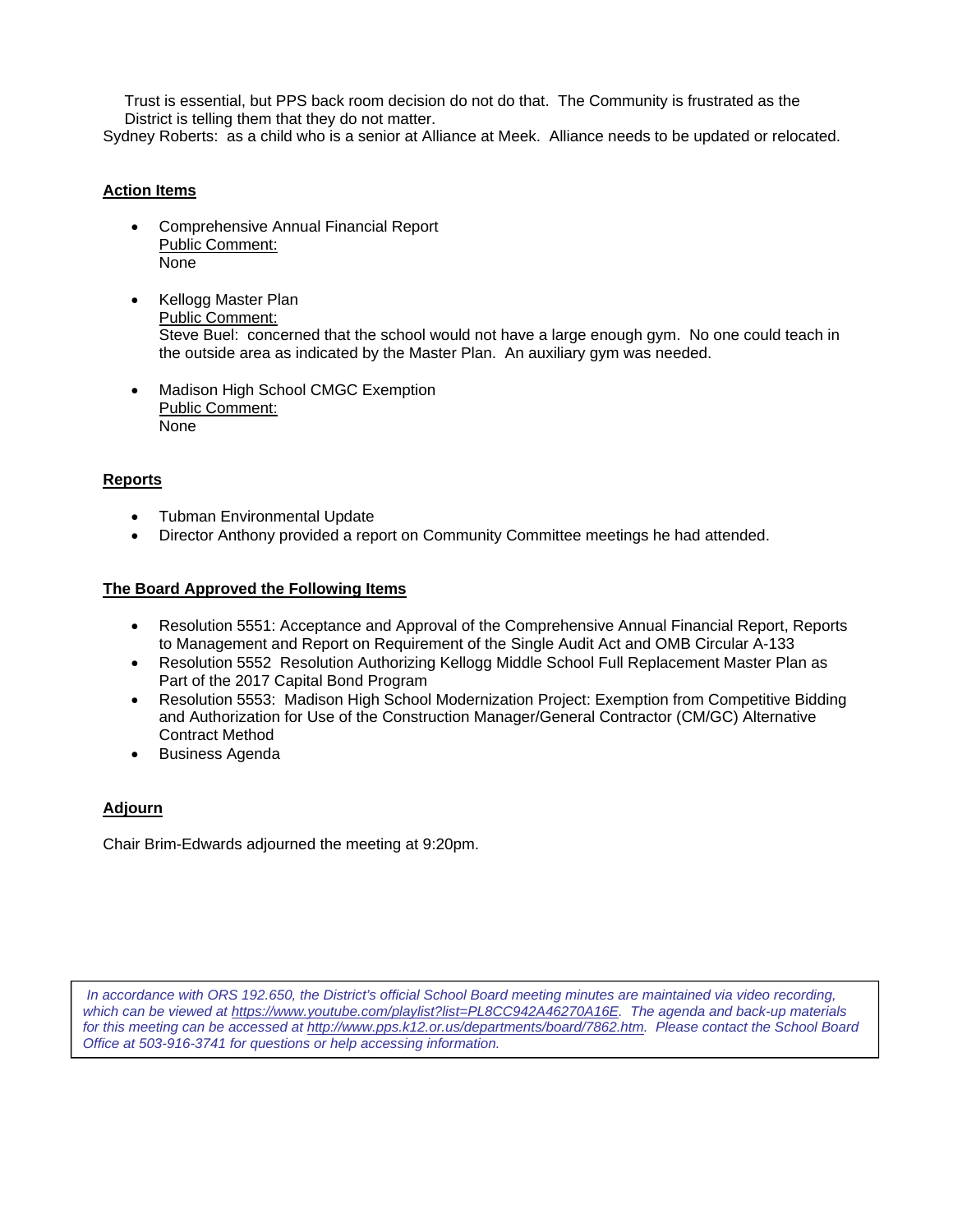Trust is essential, but PPS back room decision do not do that. The Community is frustrated as the District is telling them that they do not matter.

Sydney Roberts: as a child who is a senior at Alliance at Meek. Alliance needs to be updated or relocated.

**Action Items**

- Comprehensive Annual Financial Report
  Public Comment:
  None

- Kellogg Master Plan
  Public Comment:
  Steve Buel: concerned that the school would not have a large enough gym. No one could teach in the outside area as indicated by the Master Plan. An auxiliary gym was needed.

- Madison High School CMGC Exemption
  Public Comment:
  None

**Reports**

- Tubman Environmental Update
- Director Anthony provided a report on Community Committee meetings he had attended.

**The Board Approved the Following Items**

- Resolution 5551: Acceptance and Approval of the Comprehensive Annual Financial Report, Reports to Management and Report on Requirement of the Single Audit Act and OMB Circular A-133
- Resolution 5552 Resolution Authorizing Kellogg Middle School Full Replacement Master Plan as Part of the 2017 Capital Bond Program
- Resolution 5553: Madison High School Modernization Project: Exemption from Competitive Bidding and Authorization for Use of the Construction Manager/General Contractor (CM/GC) Alternative Contract Method
- Business Agenda

**Adjourn**

Chair Brim-Edwards adjourned the meeting at 9:20pm.

*In accordance with ORS 192.650, the District's official School Board meeting minutes are maintained via video recording, which can be viewed at https://www.youtube.com/playlist?list=PL8CC942A46270A16E. The agenda and back-up materials for this meeting can be accessed at http://www.pps.k12.or.us/departments/board/7862.htm. Please contact the School Board Office at 503-916-3741 for questions or help accessing information.*